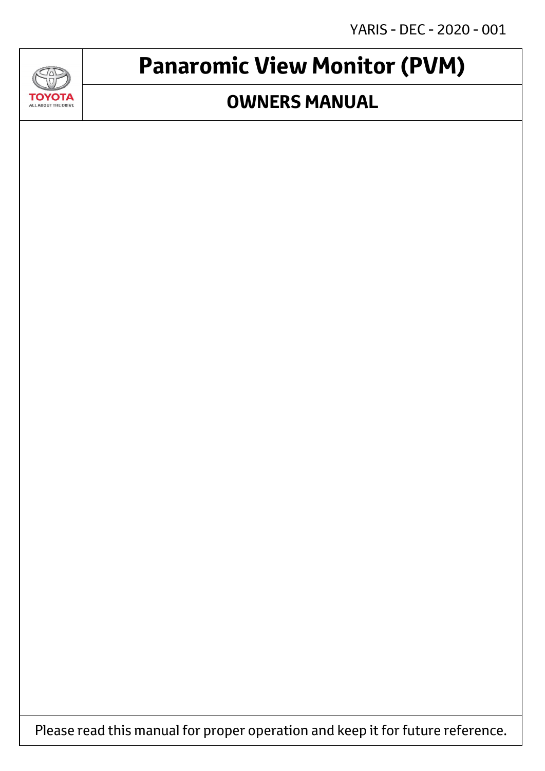YARIS - DEC - 2020 - 001

TOYOTA
ALL ABOUT THE DRIVE

# Panaromic View Monitor (PVM)

## OWNERS MANUAL

Please read this manual for proper operation and keep it for future reference.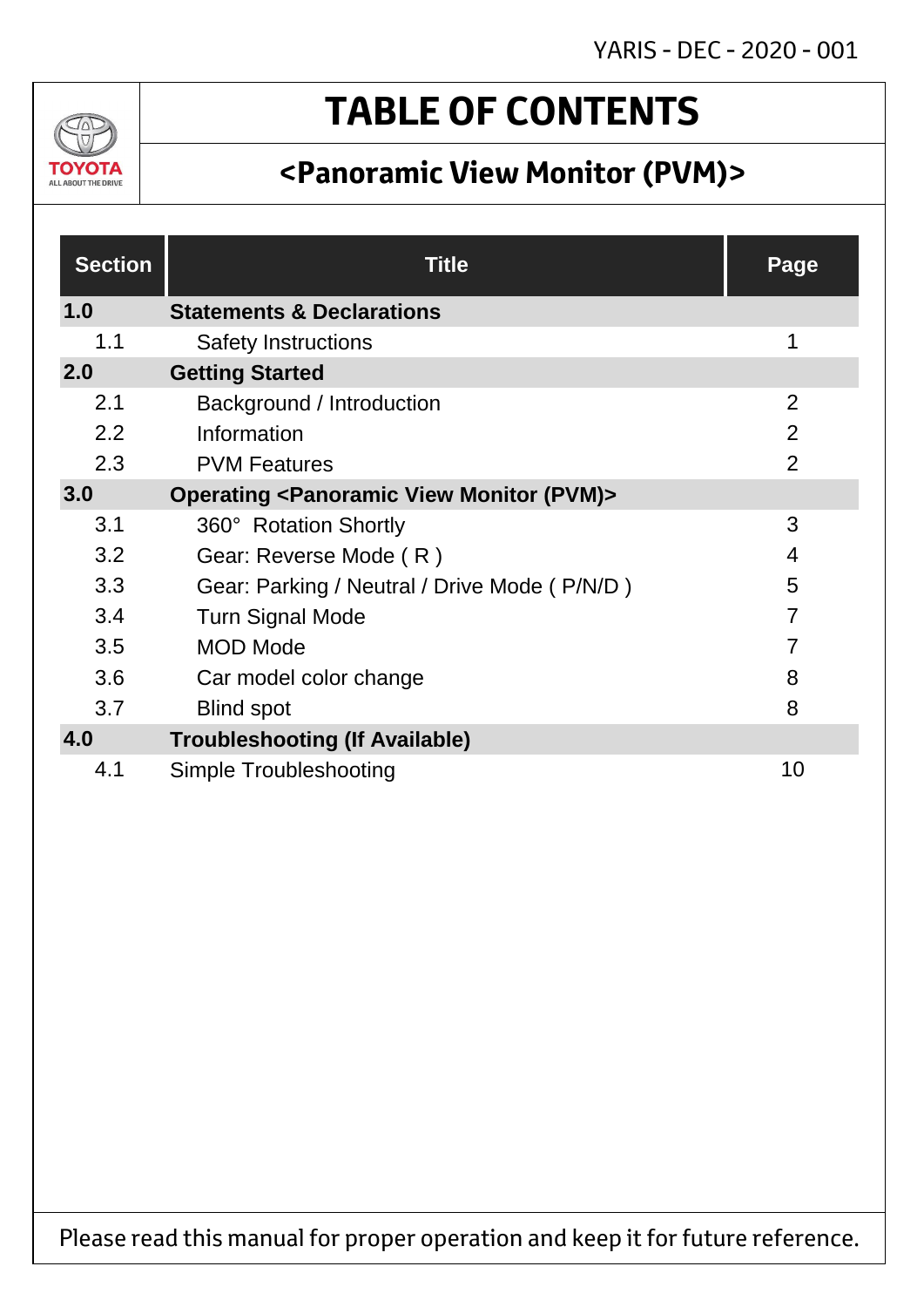# TABLE OF CONTENTS

## <Panoramic View Monitor (PVM)>

| Section | Title | Page |
|---|---|---|
| **1.0** | **Statements & Declarations** | |
| 1.1 | Safety Instructions | 1 |
| **2.0** | **Getting Started** | |
| 2.1 | Background / Introduction | 2 |
| 2.2 | Information | 2 |
| 2.3 | PVM Features | 2 |
| **3.0** | **Operating <Panoramic View Monitor (PVM)>** | |
| 3.1 | 360° Rotation Shortly | 3 |
| 3.2 | Gear: Reverse Mode ( R ) | 4 |
| 3.3 | Gear: Parking / Neutral / Drive Mode ( P/N/D ) | 5 |
| 3.4 | Turn Signal Mode | 7 |
| 3.5 | MOD Mode | 7 |
| 3.6 | Car model color change | 8 |
| 3.7 | Blind spot | 8 |
| **4.0** | **Troubleshooting (If Available)** | |
| 4.1 | Simple Troubleshooting | 10 |

Please read this manual for proper operation and keep it for future reference.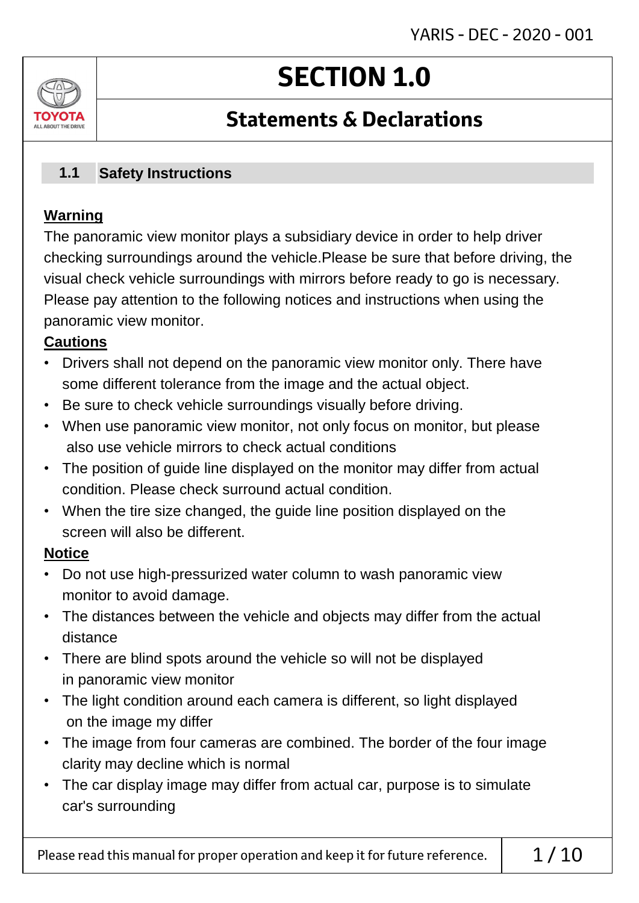# SECTION 1.0

## Statements & Declarations

### 1.1 Safety Instructions

**Warning**

The panoramic view monitor plays a subsidiary device in order to help driver checking surroundings around the vehicle.Please be sure that before driving, the visual check vehicle surroundings with mirrors before ready to go is necessary. Please pay attention to the following notices and instructions when using the panoramic view monitor.

**Cautions**

- Drivers shall not depend on the panoramic view monitor only. There have some different tolerance from the image and the actual object.
- Be sure to check vehicle surroundings visually before driving.
- When use panoramic view monitor, not only focus on monitor, but please also use vehicle mirrors to check actual conditions
- The position of guide line displayed on the monitor may differ from actual condition. Please check surround actual condition.
- When the tire size changed, the guide line position displayed on the screen will also be different.

**Notice**

- Do not use high-pressurized water column to wash panoramic view monitor to avoid damage.
- The distances between the vehicle and objects may differ from the actual distance
- There are blind spots around the vehicle so will not be displayed in panoramic view monitor
- The light condition around each camera is different, so light displayed on the image my differ
- The image from four cameras are combined. The border of the four image clarity may decline which is normal
- The car display image may differ from actual car, purpose is to simulate car's surrounding

Please read this manual for proper operation and keep it for future reference.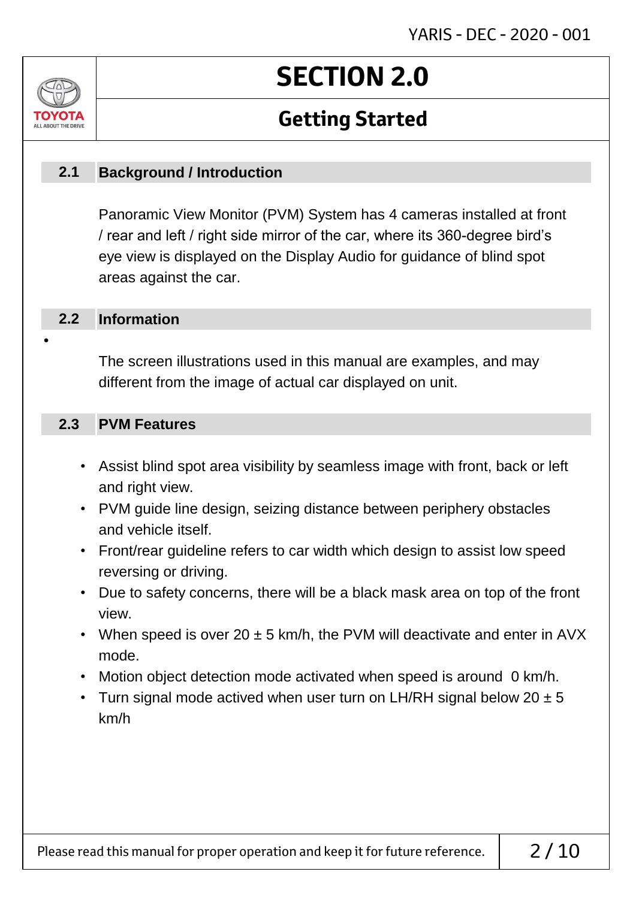# SECTION 2.0

## Getting Started

### 2.1 Background / Introduction

Panoramic View Monitor (PVM) System has 4 cameras installed at front / rear and left / right side mirror of the car, where its 360-degree bird's eye view is displayed on the Display Audio for guidance of blind spot areas against the car.

### 2.2 Information

- The screen illustrations used in this manual are examples, and may different from the image of actual car displayed on unit.

### 2.3 PVM Features

- Assist blind spot area visibility by seamless image with front, back or left and right view.
- PVM guide line design, seizing distance between periphery obstacles and vehicle itself.
- Front/rear guideline refers to car width which design to assist low speed reversing or driving.
- Due to safety concerns, there will be a black mask area on top of the front view.
- When speed is over 20 ± 5 km/h, the PVM will deactivate and enter in AVX mode.
- Motion object detection mode activated when speed is around 0 km/h.
- Turn signal mode actived when user turn on LH/RH signal below 20 ± 5 km/h

Please read this manual for proper operation and keep it for future reference.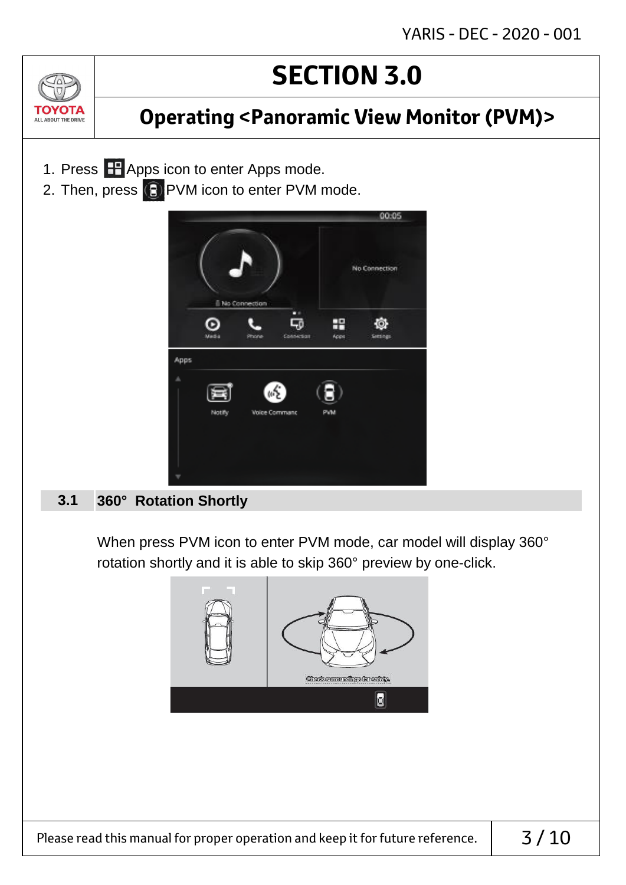# SECTION 3.0

## Operating <Panoramic View Monitor (PVM)>

1. Press Apps icon to enter Apps mode.
2. Then, press PVM icon to enter PVM mode.

### 3.1 360° Rotation Shortly

When press PVM icon to enter PVM mode, car model will display 360° rotation shortly and it is able to skip 360° preview by one-click.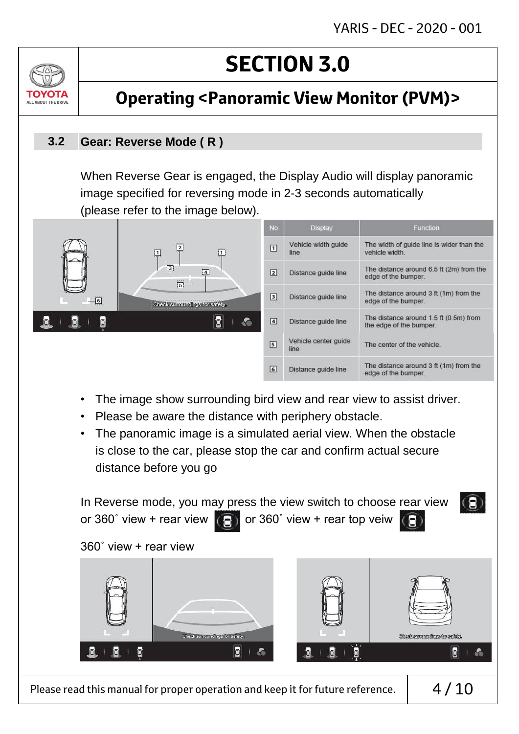# SECTION 3.0

## Operating <Panoramic View Monitor (PVM)>

### 3.2 Gear: Reverse Mode ( R )

When Reverse Gear is engaged, the Display Audio will display panoramic image specified for reversing mode in 2-3 seconds automatically (please refer to the image below).

| No | Display | Function |
|---|---|---|
| 1 | Vehicle width guide line | The width of guide line is wider than the vehicle width. |
| 2 | Distance guide line | The distance around 6.5 ft (2m) from the edge of the bumper. |
| 3 | Distance guide line | The distance around 3 ft (1m) from the edge of the bumper. |
| 4 | Distance guide line | The distance around 1.5 ft (0.5m) from the edge of the bumper. |
| 5 | Vehicle center guide line | The center of the vehicle. |
| 6 | Distance guide line | The distance around 3 ft (1m) from the edge of the bumper. |

- The image show surrounding bird view and rear view to assist driver.
- Please be aware the distance with periphery obstacle.
- The panoramic image is a simulated aerial view. When the obstacle is close to the car, please stop the car and confirm actual secure distance before you go

In Reverse mode, you may press the view switch to choose rear view or 360˚ view + rear view or 360˚ view + rear top veiw

360˚ view + rear view

Please read this manual for proper operation and keep it for future reference.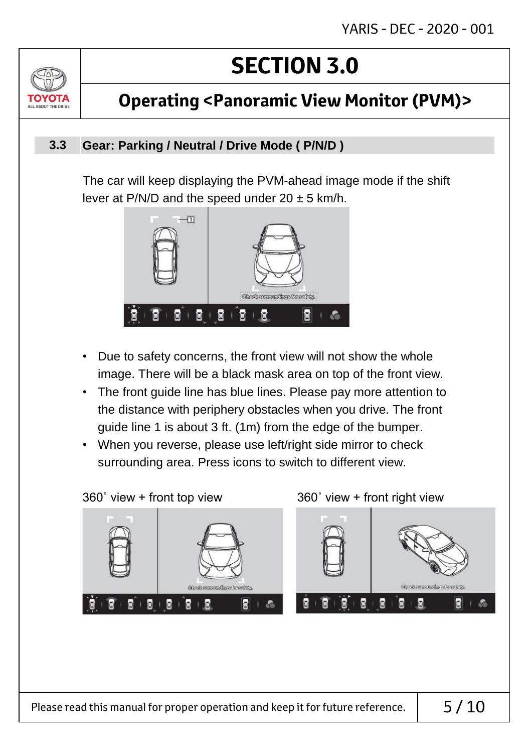# SECTION 3.0

## Operating <Panoramic View Monitor (PVM)>

### 3.3 Gear: Parking / Neutral / Drive Mode ( P/N/D )

The car will keep displaying the PVM-ahead image mode if the shift lever at P/N/D and the speed under 20 ± 5 km/h.

- Due to safety concerns, the front view will not show the whole image. There will be a black mask area on top of the front view.
- The front guide line has blue lines. Please pay more attention to the distance with periphery obstacles when you drive. The front guide line 1 is about 3 ft. (1m) from the edge of the bumper.
- When you reverse, please use left/right side mirror to check surrounding area. Press icons to switch to different view.

360˚ view + front top view

360˚ view + front right view

Please read this manual for proper operation and keep it for future reference.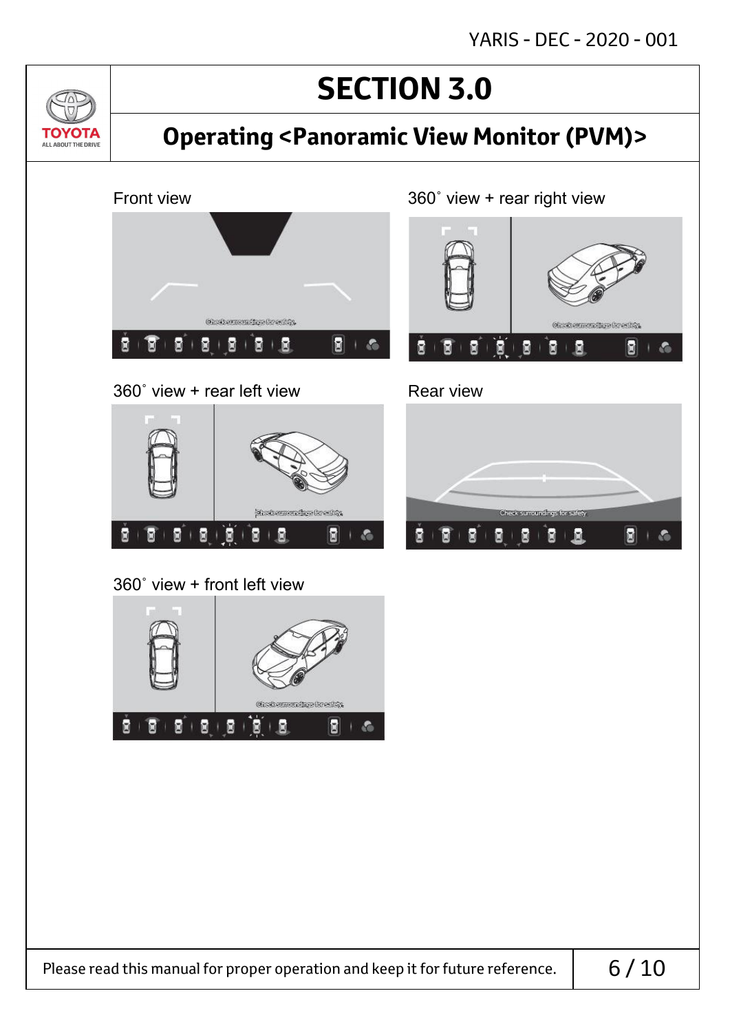# SECTION 3.0

## Operating <Panoramic View Monitor (PVM)>

Front view

360˚ view + rear right view

360˚ view + rear left view

Rear view

360˚ view + front left view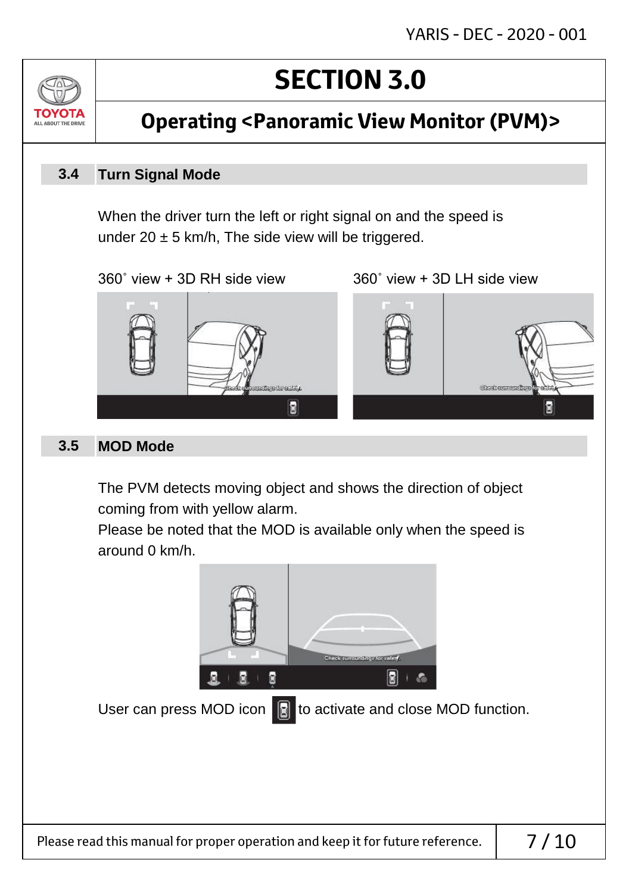# SECTION 3.0

## Operating <Panoramic View Monitor (PVM)>

### 3.4 Turn Signal Mode

When the driver turn the left or right signal on and the speed is under 20 ± 5 km/h, The side view will be triggered.

360˚ view + 3D RH side view

360˚ view + 3D LH side view

### 3.5 MOD Mode

The PVM detects moving object and shows the direction of object coming from with yellow alarm.
Please be noted that the MOD is available only when the speed is around 0 km/h.

User can press MOD icon to activate and close MOD function.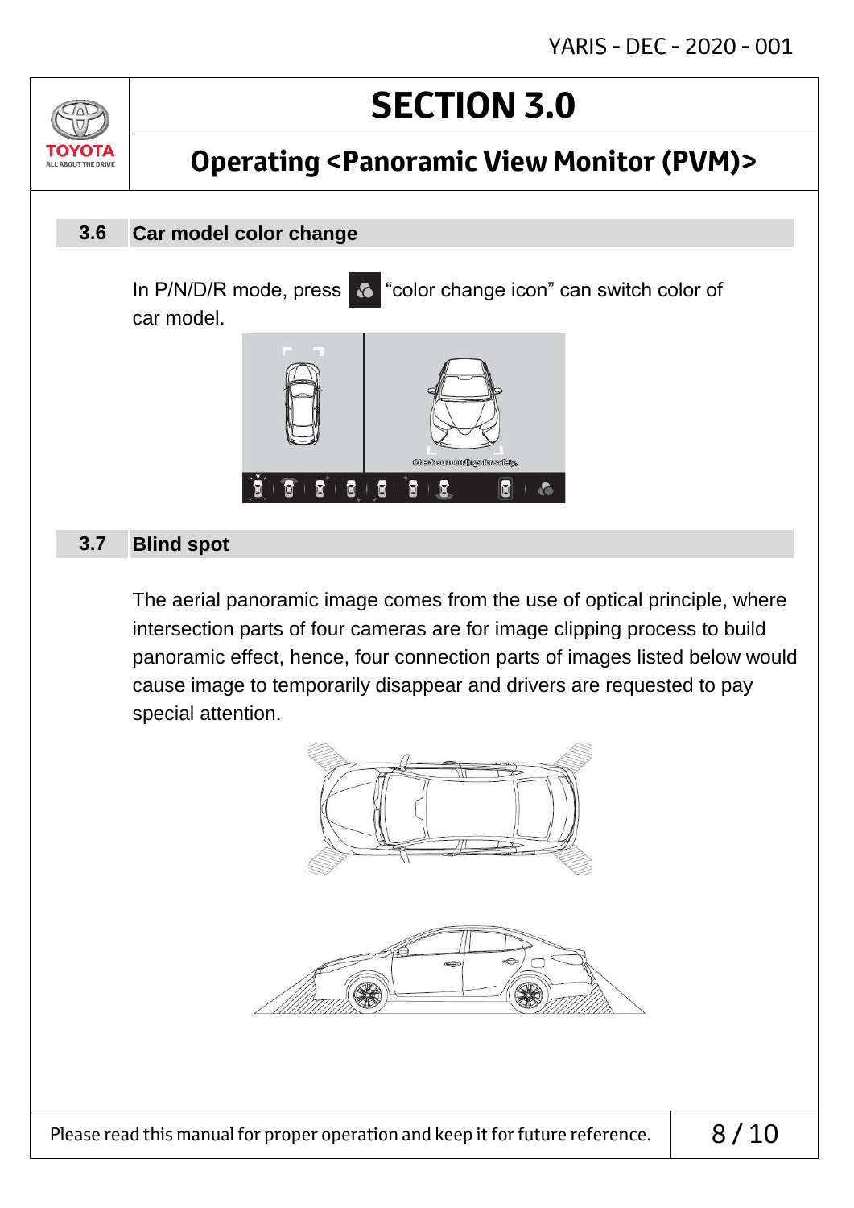# SECTION 3.0

## Operating <Panoramic View Monitor (PVM)>

### 3.6 Car model color change

In P/N/D/R mode, press "color change icon" can switch color of car model.

### 3.7 Blind spot

The aerial panoramic image comes from the use of optical principle, where intersection parts of four cameras are for image clipping process to build panoramic effect, hence, four connection parts of images listed below would cause image to temporarily disappear and drivers are requested to pay special attention.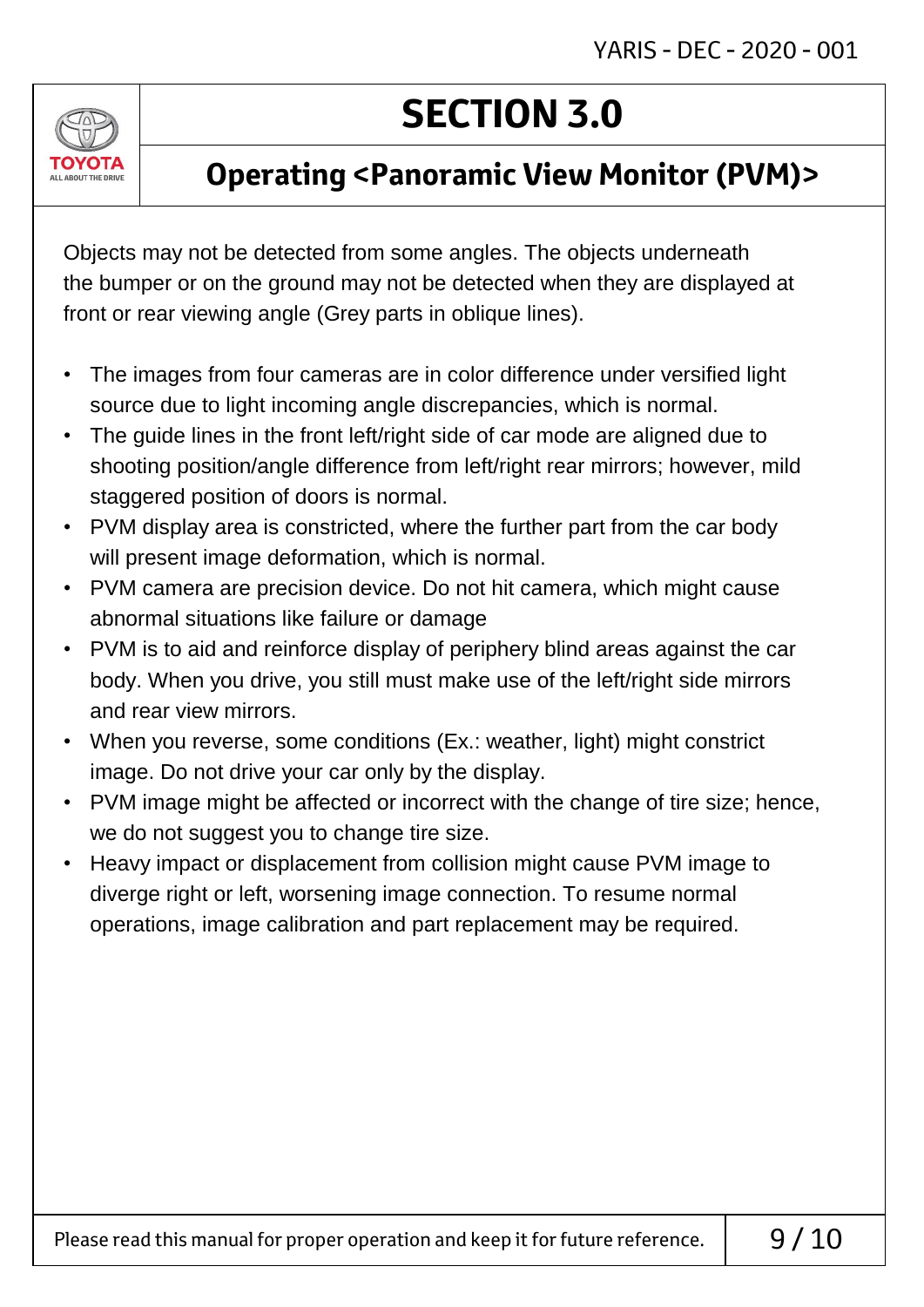# SECTION 3.0

## Operating <Panoramic View Monitor (PVM)>

Objects may not be detected from some angles. The objects underneath the bumper or on the ground may not be detected when they are displayed at front or rear viewing angle (Grey parts in oblique lines).

- The images from four cameras are in color difference under versified light source due to light incoming angle discrepancies, which is normal.
- The guide lines in the front left/right side of car mode are aligned due to shooting position/angle difference from left/right rear mirrors; however, mild staggered position of doors is normal.
- PVM display area is constricted, where the further part from the car body will present image deformation, which is normal.
- PVM camera are precision device. Do not hit camera, which might cause abnormal situations like failure or damage
- PVM is to aid and reinforce display of periphery blind areas against the car body. When you drive, you still must make use of the left/right side mirrors and rear view mirrors.
- When you reverse, some conditions (Ex.: weather, light) might constrict image. Do not drive your car only by the display.
- PVM image might be affected or incorrect with the change of tire size; hence, we do not suggest you to change tire size.
- Heavy impact or displacement from collision might cause PVM image to diverge right or left, worsening image connection. To resume normal operations, image calibration and part replacement may be required.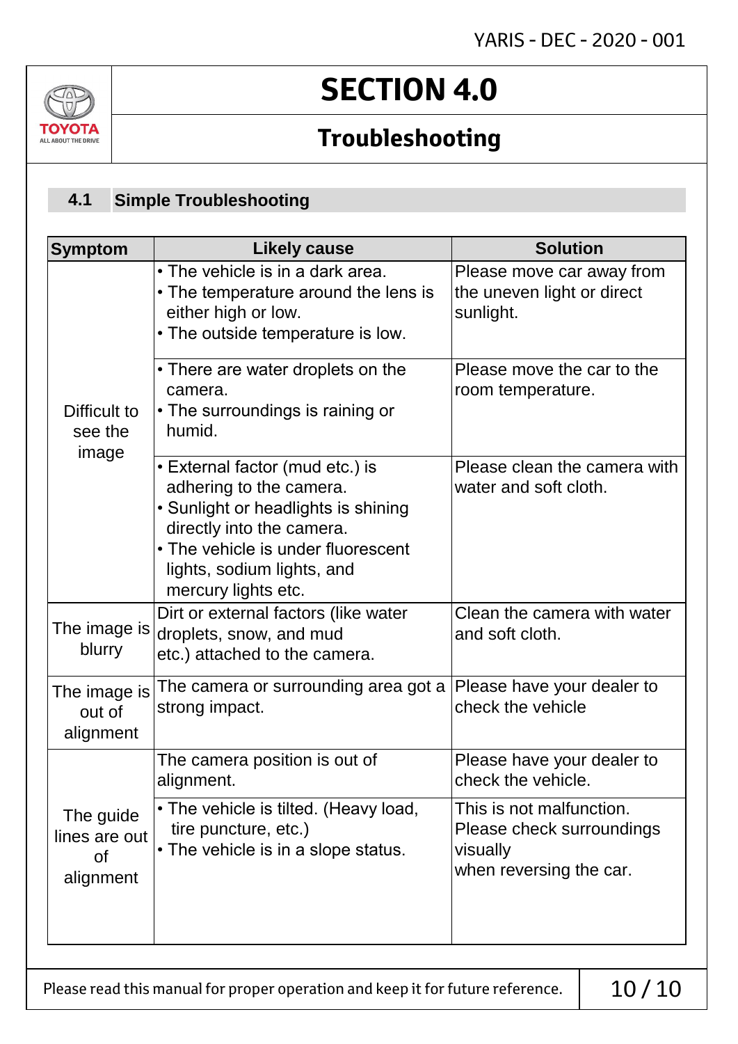# SECTION 4.0

## Troubleshooting

### 4.1 Simple Troubleshooting

| Symptom | Likely cause | Solution |
|---|---|---|
| Difficult to see the image | • The vehicle is in a dark area.<br>• The temperature around the lens is either high or low.<br>• The outside temperature is low. | Please move car away from the uneven light or direct sunlight. |
| | • There are water droplets on the camera.<br>• The surroundings is raining or humid. | Please move the car to the room temperature. |
| | • External factor (mud etc.) is adhering to the camera.<br>• Sunlight or headlights is shining directly into the camera.<br>• The vehicle is under fluorescent lights, sodium lights, and mercury lights etc. | Please clean the camera with water and soft cloth. |
| The image is blurry | Dirt or external factors (like water droplets, snow, and mud etc.) attached to the camera. | Clean the camera with water and soft cloth. |
| The image is out of alignment | The camera or surrounding area got a strong impact. | Please have your dealer to check the vehicle |
| The guide lines are out of alignment | The camera position is out of alignment. | Please have your dealer to check the vehicle. |
| | • The vehicle is tilted. (Heavy load, tire puncture, etc.)<br>• The vehicle is in a slope status. | This is not malfunction. Please check surroundings visually when reversing the car. |

Please read this manual for proper operation and keep it for future reference.